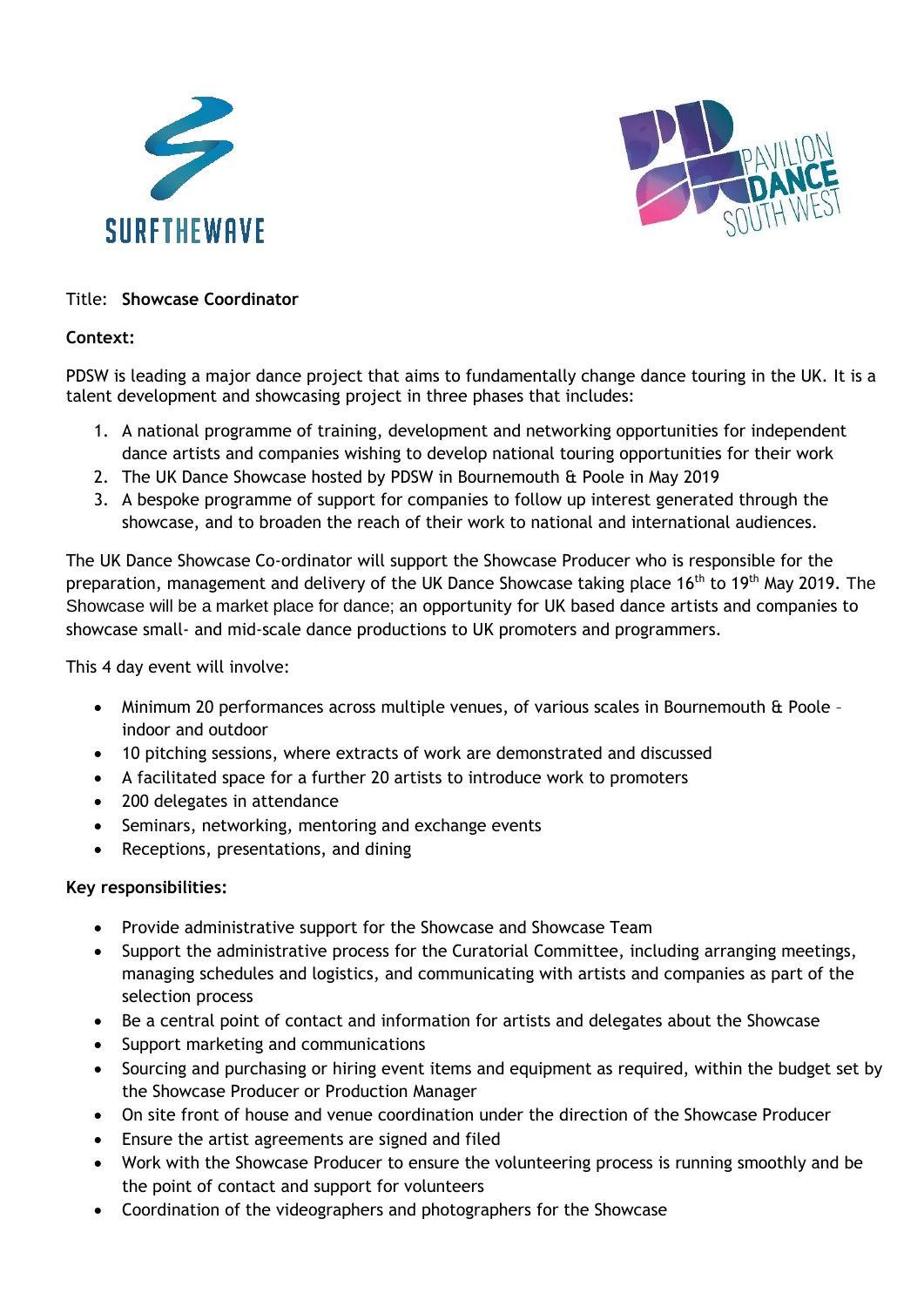SURFTHEWAVE

PAVILION DANCE SOUTH WEST

Title: **Showcase Coordinator**

**Context:**

PDSW is leading a major dance project that aims to fundamentally change dance touring in the UK. It is a talent development and showcasing project in three phases that includes:

1. A national programme of training, development and networking opportunities for independent dance artists and companies wishing to develop national touring opportunities for their work
2. The UK Dance Showcase hosted by PDSW in Bournemouth & Poole in May 2019
3. A bespoke programme of support for companies to follow up interest generated through the showcase, and to broaden the reach of their work to national and international audiences.

The UK Dance Showcase Co-ordinator will support the Showcase Producer who is responsible for the preparation, management and delivery of the UK Dance Showcase taking place 16th to 19th May 2019. The Showcase will be a market place for dance; an opportunity for UK based dance artists and companies to showcase small- and mid-scale dance productions to UK promoters and programmers.

This 4 day event will involve:

- Minimum 20 performances across multiple venues, of various scales in Bournemouth & Poole – indoor and outdoor
- 10 pitching sessions, where extracts of work are demonstrated and discussed
- A facilitated space for a further 20 artists to introduce work to promoters
- 200 delegates in attendance
- Seminars, networking, mentoring and exchange events
- Receptions, presentations, and dining

**Key responsibilities:**

- Provide administrative support for the Showcase and Showcase Team
- Support the administrative process for the Curatorial Committee, including arranging meetings, managing schedules and logistics, and communicating with artists and companies as part of the selection process
- Be a central point of contact and information for artists and delegates about the Showcase
- Support marketing and communications
- Sourcing and purchasing or hiring event items and equipment as required, within the budget set by the Showcase Producer or Production Manager
- On site front of house and venue coordination under the direction of the Showcase Producer
- Ensure the artist agreements are signed and filed
- Work with the Showcase Producer to ensure the volunteering process is running smoothly and be the point of contact and support for volunteers
- Coordination of the videographers and photographers for the Showcase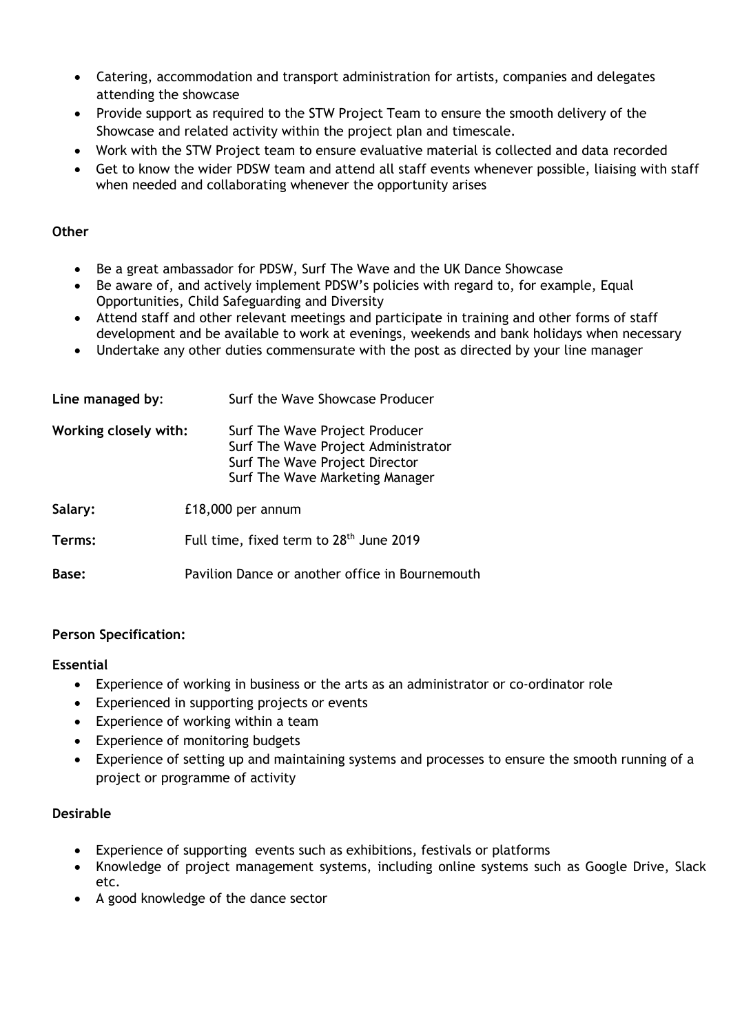- Catering, accommodation and transport administration for artists, companies and delegates attending the showcase
- Provide support as required to the STW Project Team to ensure the smooth delivery of the Showcase and related activity within the project plan and timescale.
- Work with the STW Project team to ensure evaluative material is collected and data recorded
- Get to know the wider PDSW team and attend all staff events whenever possible, liaising with staff when needed and collaborating whenever the opportunity arises

**Other**

- Be a great ambassador for PDSW, Surf The Wave and the UK Dance Showcase
- Be aware of, and actively implement PDSW's policies with regard to, for example, Equal Opportunities, Child Safeguarding and Diversity
- Attend staff and other relevant meetings and participate in training and other forms of staff development and be available to work at evenings, weekends and bank holidays when necessary
- Undertake any other duties commensurate with the post as directed by your line manager

**Line managed by**: Surf the Wave Showcase Producer

**Working closely with:** Surf The Wave Project Producer
Surf The Wave Project Administrator
Surf The Wave Project Director
Surf The Wave Marketing Manager

**Salary:** £18,000 per annum

**Terms:** Full time, fixed term to 28th June 2019

**Base:** Pavilion Dance or another office in Bournemouth

**Person Specification:**

**Essential**

- Experience of working in business or the arts as an administrator or co-ordinator role
- Experienced in supporting projects or events
- Experience of working within a team
- Experience of monitoring budgets
- Experience of setting up and maintaining systems and processes to ensure the smooth running of a project or programme of activity

**Desirable**

- Experience of supporting events such as exhibitions, festivals or platforms
- Knowledge of project management systems, including online systems such as Google Drive, Slack etc.
- A good knowledge of the dance sector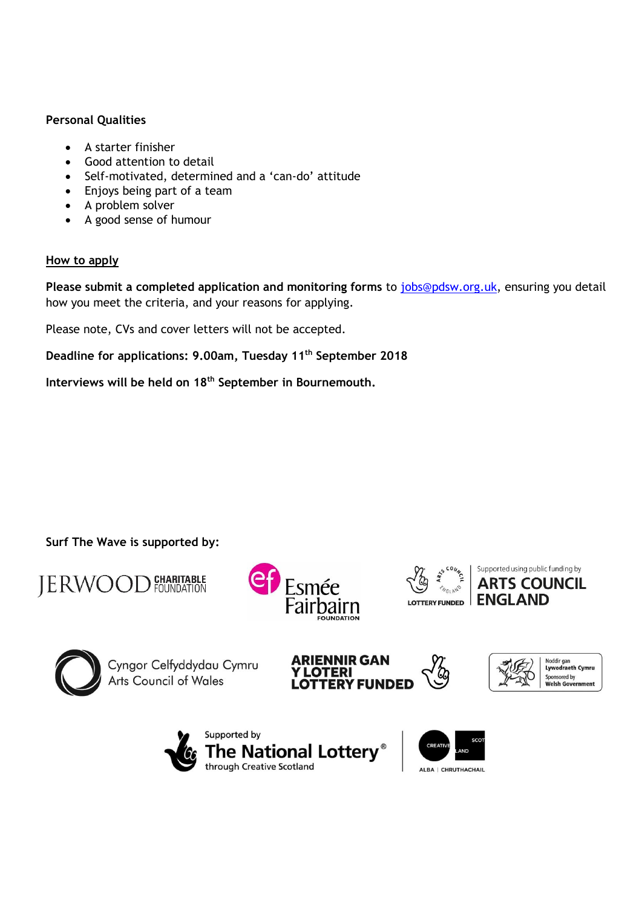**Personal Qualities**

- A starter finisher
- Good attention to detail
- Self-motivated, determined and a 'can-do' attitude
- Enjoys being part of a team
- A problem solver
- A good sense of humour

**How to apply**

**Please submit a completed application and monitoring forms** to jobs@pdsw.org.uk, ensuring you detail how you meet the criteria, and your reasons for applying.

Please note, CVs and cover letters will not be accepted.

**Deadline for applications: 9.00am, Tuesday 11th September 2018**

**Interviews will be held on 18th September in Bournemouth.**

**Surf The Wave is supported by:**

JERWOOD CHARITABLE FOUNDATION

Esmée Fairbairn FOUNDATION

LOTTERY FUNDED | Supported using public funding by ARTS COUNCIL ENGLAND

Cyngor Celfyddydau Cymru Arts Council of Wales

ARIENNIR GAN Y LOTERI LOTTERY FUNDED

Noddir gan Lywodraeth Cymru Sponsored by Welsh Government

Supported by The National Lottery® through Creative Scotland

CREATIVE SCOTLAND ALBA | CHRUTHACHAIL